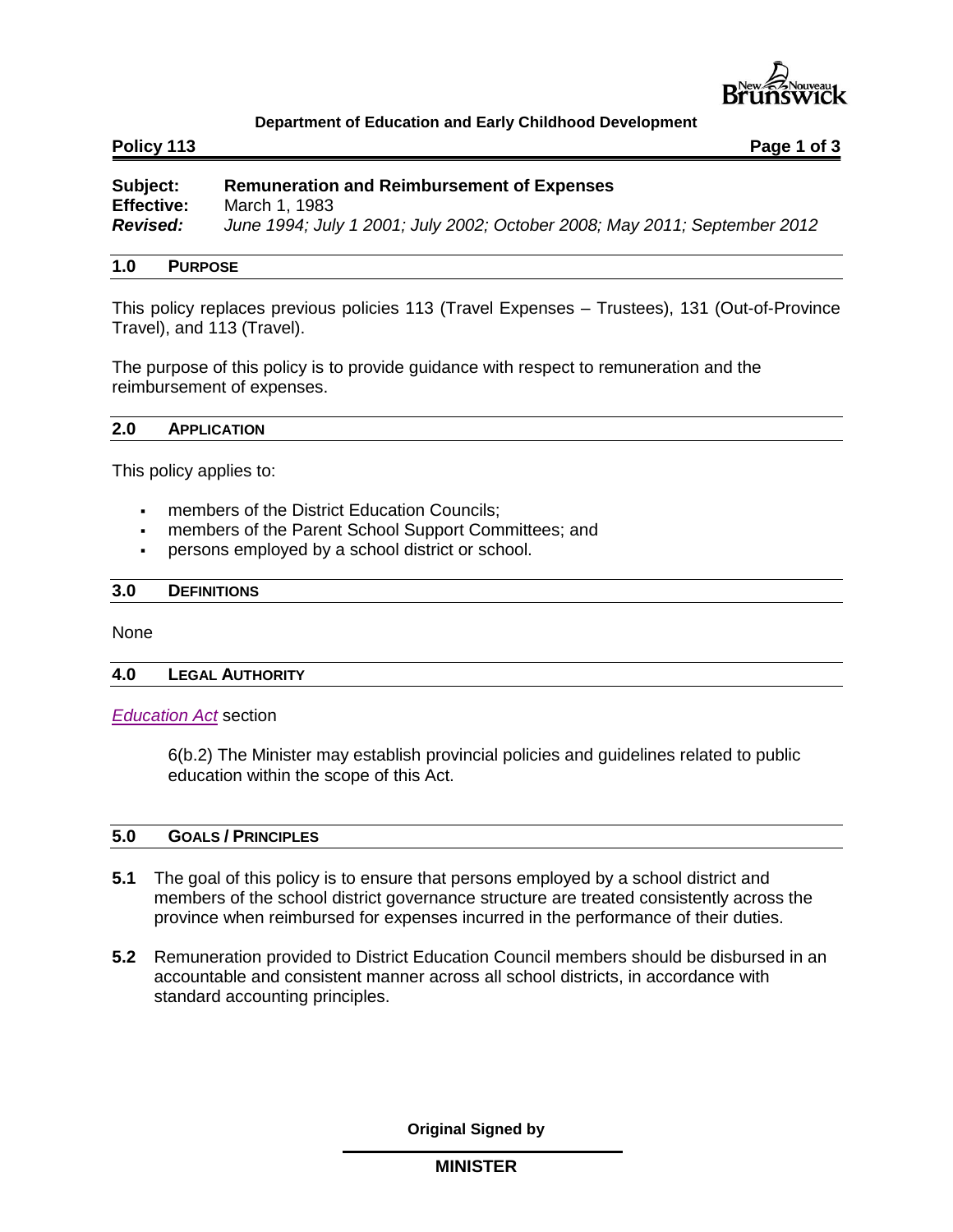**Department of Education and Early Childhood Development**

**Policy 113**

**Subject:** **Remuneration and Reimbursement of Expenses**
**Effective:** March 1, 1983
***Revised:*** *June 1994; July 1 2001; July 2002; October 2008; May 2011; September 2012*

## 1.0 PURPOSE

This policy replaces previous policies 113 (Travel Expenses – Trustees), 131 (Out-of-Province Travel), and 113 (Travel).

The purpose of this policy is to provide guidance with respect to remuneration and the reimbursement of expenses.

## 2.0 APPLICATION

This policy applies to:

- members of the District Education Councils;
- members of the Parent School Support Committees; and
- persons employed by a school district or school.

## 3.0 DEFINITIONS

None

## 4.0 LEGAL AUTHORITY

*Education Act* section

> 6(b.2) The Minister may establish provincial policies and guidelines related to public education within the scope of this Act.

## 5.0 GOALS / PRINCIPLES

**5.1** The goal of this policy is to ensure that persons employed by a school district and members of the school district governance structure are treated consistently across the province when reimbursed for expenses incurred in the performance of their duties.

**5.2** Remuneration provided to District Education Council members should be disbursed in an accountable and consistent manner across all school districts, in accordance with standard accounting principles.

**Original Signed by**

**MINISTER**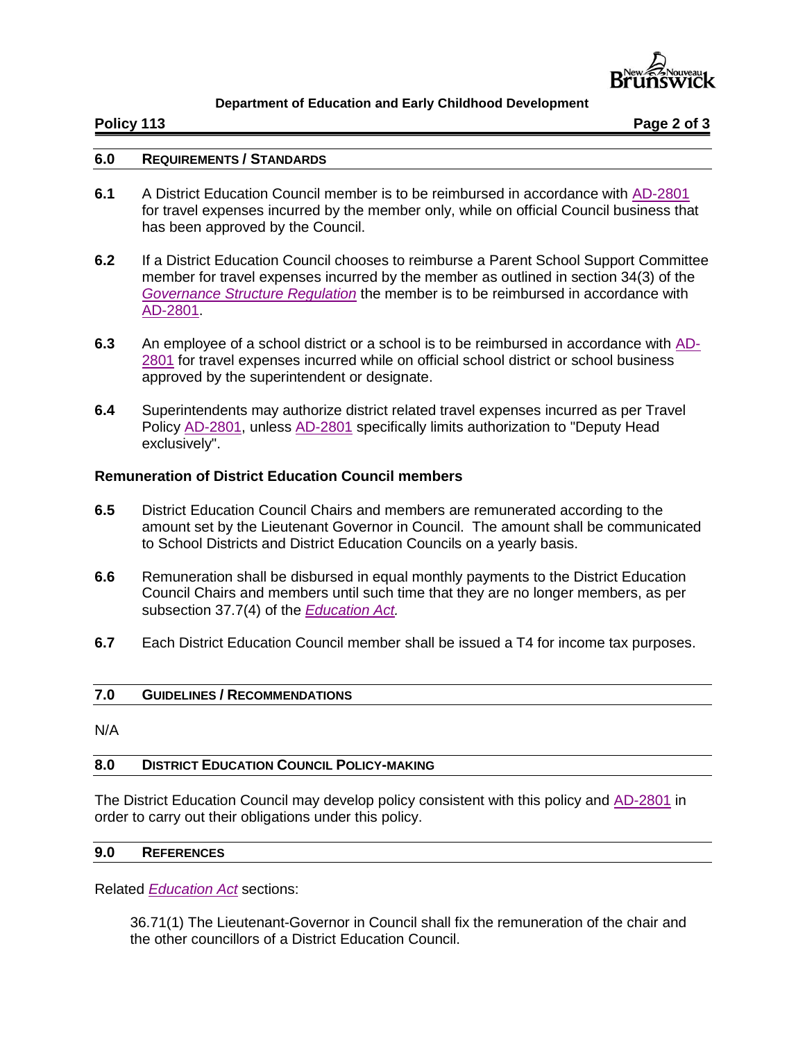## 6.0 REQUIREMENTS / STANDARDS

**6.1** A District Education Council member is to be reimbursed in accordance with AD-2801 for travel expenses incurred by the member only, while on official Council business that has been approved by the Council.

**6.2** If a District Education Council chooses to reimburse a Parent School Support Committee member for travel expenses incurred by the member as outlined in section 34(3) of the *Governance Structure Regulation* the member is to be reimbursed in accordance with AD-2801.

**6.3** An employee of a school district or a school is to be reimbursed in accordance with AD-2801 for travel expenses incurred while on official school district or school business approved by the superintendent or designate.

**6.4** Superintendents may authorize district related travel expenses incurred as per Travel Policy AD-2801, unless AD-2801 specifically limits authorization to "Deputy Head exclusively".

### Remuneration of District Education Council members

**6.5** District Education Council Chairs and members are remunerated according to the amount set by the Lieutenant Governor in Council. The amount shall be communicated to School Districts and District Education Councils on a yearly basis.

**6.6** Remuneration shall be disbursed in equal monthly payments to the District Education Council Chairs and members until such time that they are no longer members, as per subsection 37.7(4) of the *Education Act.*

**6.7** Each District Education Council member shall be issued a T4 for income tax purposes.

## 7.0 GUIDELINES / RECOMMENDATIONS

N/A

## 8.0 DISTRICT EDUCATION COUNCIL POLICY-MAKING

The District Education Council may develop policy consistent with this policy and AD-2801 in order to carry out their obligations under this policy.

## 9.0 REFERENCES

Related *Education Act* sections:

36.71(1) The Lieutenant-Governor in Council shall fix the remuneration of the chair and the other councillors of a District Education Council.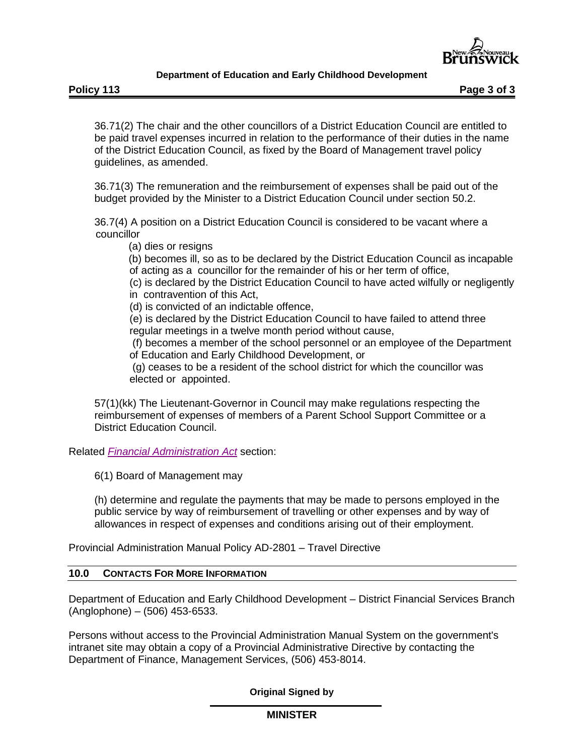36.71(2) The chair and the other councillors of a District Education Council are entitled to be paid travel expenses incurred in relation to the performance of their duties in the name of the District Education Council, as fixed by the Board of Management travel policy guidelines, as amended.

36.71(3) The remuneration and the reimbursement of expenses shall be paid out of the budget provided by the Minister to a District Education Council under section 50.2.

36.7(4) A position on a District Education Council is considered to be vacant where a councillor

(a) dies or resigns

(b) becomes ill, so as to be declared by the District Education Council as incapable of acting as a councillor for the remainder of his or her term of office,

(c) is declared by the District Education Council to have acted wilfully or negligently in contravention of this Act,

(d) is convicted of an indictable offence,

(e) is declared by the District Education Council to have failed to attend three regular meetings in a twelve month period without cause,

(f) becomes a member of the school personnel or an employee of the Department of Education and Early Childhood Development, or

(g) ceases to be a resident of the school district for which the councillor was elected or appointed.

57(1)(kk) The Lieutenant-Governor in Council may make regulations respecting the reimbursement of expenses of members of a Parent School Support Committee or a District Education Council.

Related *Financial Administration Act* section:

6(1) Board of Management may

(h) determine and regulate the payments that may be made to persons employed in the public service by way of reimbursement of travelling or other expenses and by way of allowances in respect of expenses and conditions arising out of their employment.

Provincial Administration Manual Policy AD-2801 – Travel Directive

## 10.0 CONTACTS FOR MORE INFORMATION

Department of Education and Early Childhood Development – District Financial Services Branch (Anglophone) – (506) 453-6533.

Persons without access to the Provincial Administration Manual System on the government's intranet site may obtain a copy of a Provincial Administrative Directive by contacting the Department of Finance, Management Services, (506) 453-8014.

**Original Signed by**

**MINISTER**